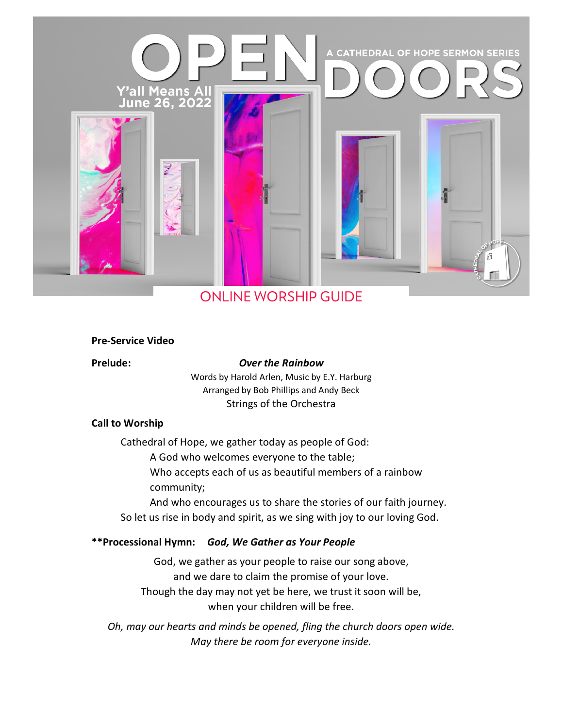# OPEN DOORS

A CATHEDRAL OF HOPE SERMON SERIES

Y'all Means All
June 26, 2022

## ONLINE WORSHIP GUIDE

**Pre-Service Video**

**Prelude:** ***Over the Rainbow***

Words by Harold Arlen, Music by E.Y. Harburg
Arranged by Bob Phillips and Andy Beck
Strings of the Orchestra

**Call to Worship**

Cathedral of Hope, we gather today as people of God:
A God who welcomes everyone to the table;
Who accepts each of us as beautiful members of a rainbow community;
And who encourages us to share the stories of our faith journey.
So let us rise in body and spirit, as we sing with joy to our loving God.

**\*\*Processional Hymn:** ***God, We Gather as Your People***

God, we gather as your people to raise our song above,
and we dare to claim the promise of your love.
Though the day may not yet be here, we trust it soon will be,
when your children will be free.

*Oh, may our hearts and minds be opened, fling the church doors open wide.*
*May there be room for everyone inside.*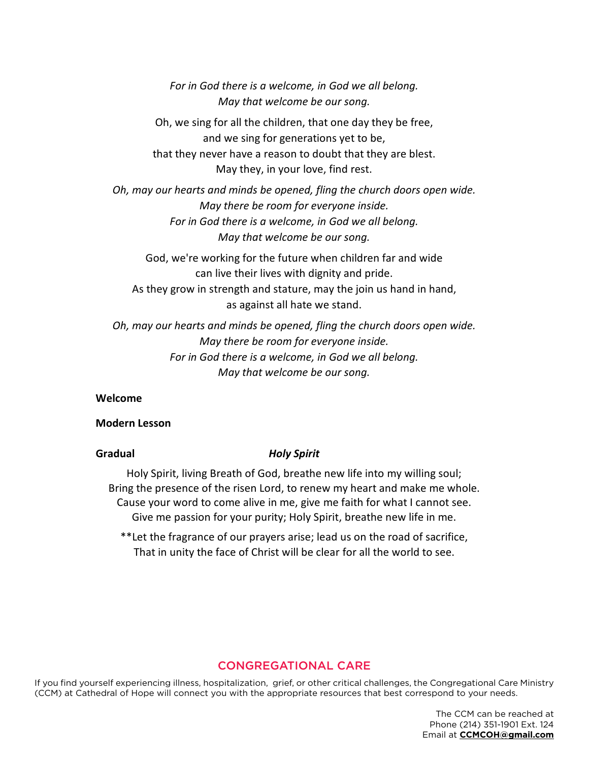*For in God there is a welcome, in God we all belong.*
*May that welcome be our song.*

Oh, we sing for all the children, that one day they be free,
and we sing for generations yet to be,
that they never have a reason to doubt that they are blest.
May they, in your love, find rest.

*Oh, may our hearts and minds be opened, fling the church doors open wide.*
*May there be room for everyone inside.*
*For in God there is a welcome, in God we all belong.*
*May that welcome be our song.*

God, we're working for the future when children far and wide
can live their lives with dignity and pride.
As they grow in strength and stature, may the join us hand in hand,
as against all hate we stand.

*Oh, may our hearts and minds be opened, fling the church doors open wide.*
*May there be room for everyone inside.*
*For in God there is a welcome, in God we all belong.*
*May that welcome be our song.*

**Welcome**

**Modern Lesson**

**Gradual** ***Holy Spirit***

Holy Spirit, living Breath of God, breathe new life into my willing soul;
Bring the presence of the risen Lord, to renew my heart and make me whole.
Cause your word to come alive in me, give me faith for what I cannot see.
Give me passion for your purity; Holy Spirit, breathe new life in me.

**Let the fragrance of our prayers arise; lead us on the road of sacrifice,
That in unity the face of Christ will be clear for all the world to see.

## CONGREGATIONAL CARE

If you find yourself experiencing illness, hospitalization, grief, or other critical challenges, the Congregational Care Ministry (CCM) at Cathedral of Hope will connect you with the appropriate resources that best correspond to your needs.

The CCM can be reached at
Phone (214) 351-1901 Ext. 124
Email at **CCMCOH@gmail.com**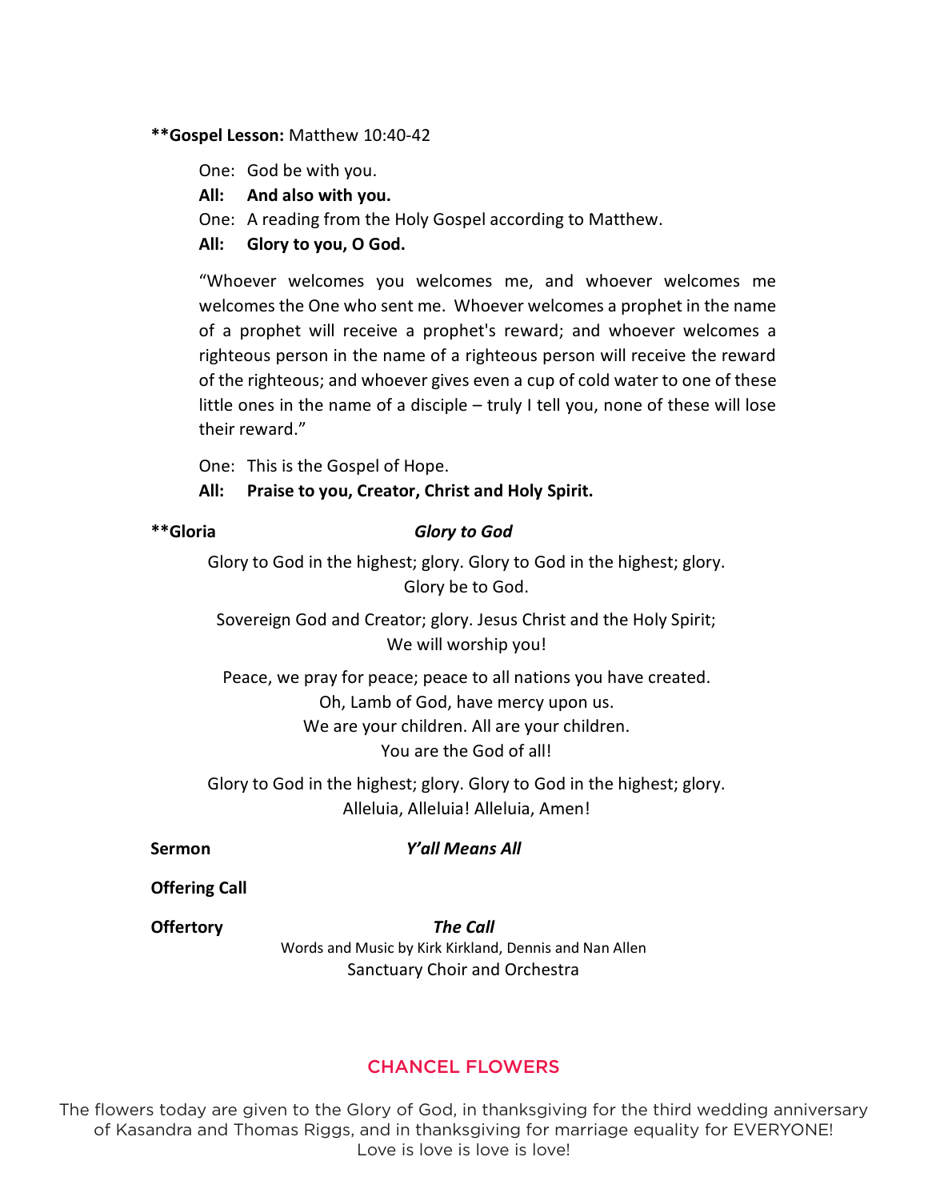**\*\*Gospel Lesson:** Matthew 10:40-42

One: God be with you.
**All: And also with you.**
One: A reading from the Holy Gospel according to Matthew.
**All: Glory to you, O God.**

"Whoever welcomes you welcomes me, and whoever welcomes me welcomes the One who sent me. Whoever welcomes a prophet in the name of a prophet will receive a prophet's reward; and whoever welcomes a righteous person in the name of a righteous person will receive the reward of the righteous; and whoever gives even a cup of cold water to one of these little ones in the name of a disciple – truly I tell you, none of these will lose their reward."

One: This is the Gospel of Hope.
**All: Praise to you, Creator, Christ and Holy Spirit.**

**\*\*Gloria** ***Glory to God***

Glory to God in the highest; glory. Glory to God in the highest; glory.
Glory be to God.

Sovereign God and Creator; glory. Jesus Christ and the Holy Spirit;
We will worship you!

Peace, we pray for peace; peace to all nations you have created.
Oh, Lamb of God, have mercy upon us.
We are your children. All are your children.
You are the God of all!

Glory to God in the highest; glory. Glory to God in the highest; glory.
Alleluia, Alleluia! Alleluia, Amen!

**Sermon** ***Y'all Means All***

**Offering Call**

**Offertory** ***The Call***
Words and Music by Kirk Kirkland, Dennis and Nan Allen
Sanctuary Choir and Orchestra

## CHANCEL FLOWERS

The flowers today are given to the Glory of God, in thanksgiving for the third wedding anniversary of Kasandra and Thomas Riggs, and in thanksgiving for marriage equality for EVERYONE!
Love is love is love is love!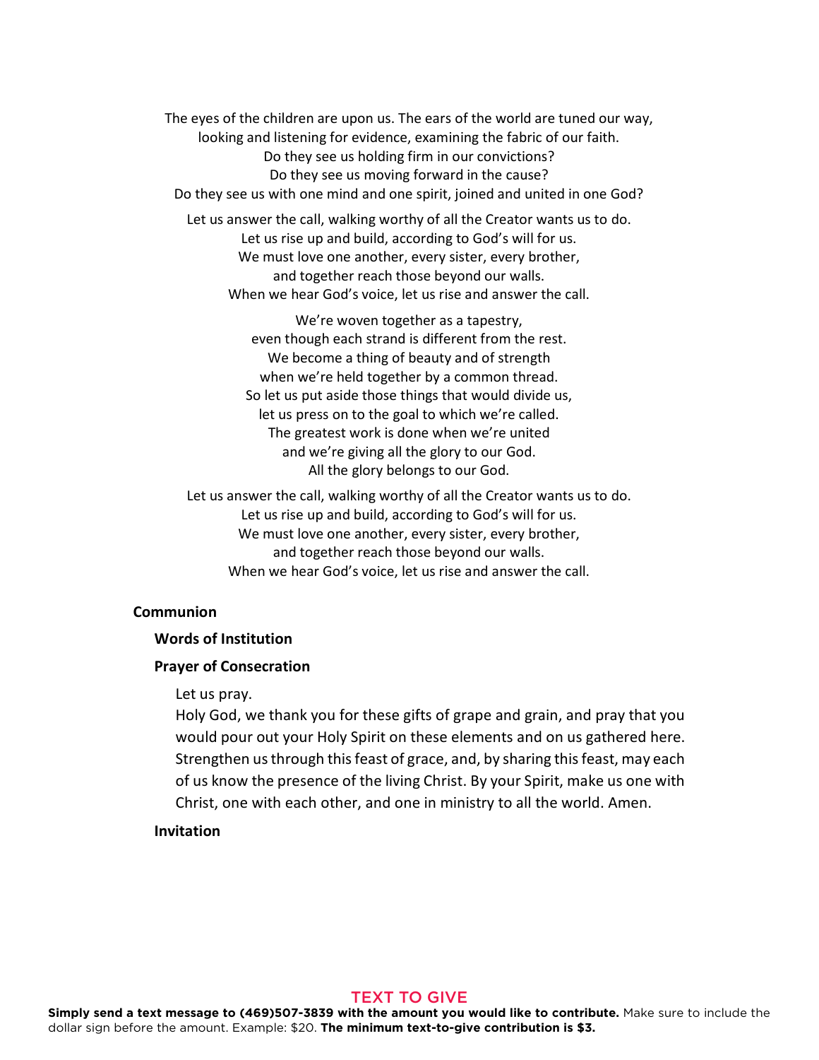The eyes of the children are upon us. The ears of the world are tuned our way,
looking and listening for evidence, examining the fabric of our faith.
Do they see us holding firm in our convictions?
Do they see us moving forward in the cause?
Do they see us with one mind and one spirit, joined and united in one God?

Let us answer the call, walking worthy of all the Creator wants us to do.
Let us rise up and build, according to God's will for us.
We must love one another, every sister, every brother,
and together reach those beyond our walls.
When we hear God's voice, let us rise and answer the call.

We're woven together as a tapestry,
even though each strand is different from the rest.
We become a thing of beauty and of strength
when we're held together by a common thread.
So let us put aside those things that would divide us,
let us press on to the goal to which we're called.
The greatest work is done when we're united
and we're giving all the glory to our God.
All the glory belongs to our God.

Let us answer the call, walking worthy of all the Creator wants us to do.
Let us rise up and build, according to God's will for us.
We must love one another, every sister, every brother,
and together reach those beyond our walls.
When we hear God's voice, let us rise and answer the call.

**Communion**

**Words of Institution**

**Prayer of Consecration**

Let us pray.
Holy God, we thank you for these gifts of grape and grain, and pray that you would pour out your Holy Spirit on these elements and on us gathered here. Strengthen us through this feast of grace, and, by sharing this feast, may each of us know the presence of the living Christ. By your Spirit, make us one with Christ, one with each other, and one in ministry to all the world. Amen.

**Invitation**

TEXT TO GIVE

**Simply send a text message to (469)507-3839 with the amount you would like to contribute.** Make sure to include the dollar sign before the amount. Example: $20. **The minimum text-to-give contribution is $3.**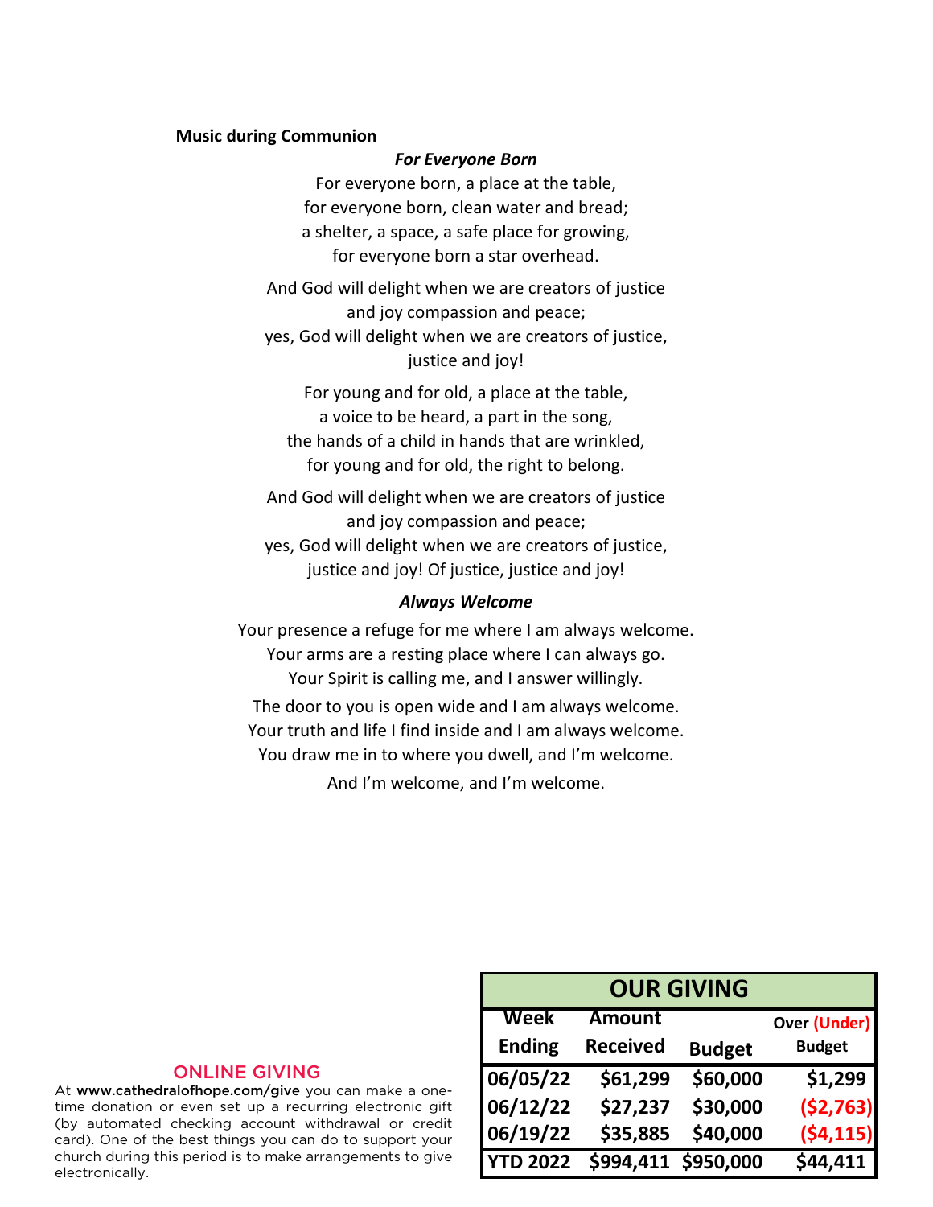**Music during Communion**

***For Everyone Born***

For everyone born, a place at the table,
for everyone born, clean water and bread;
a shelter, a space, a safe place for growing,
for everyone born a star overhead.

And God will delight when we are creators of justice
and joy compassion and peace;
yes, God will delight when we are creators of justice,
justice and joy!

For young and for old, a place at the table,
a voice to be heard, a part in the song,
the hands of a child in hands that are wrinkled,
for young and for old, the right to belong.

And God will delight when we are creators of justice
and joy compassion and peace;
yes, God will delight when we are creators of justice,
justice and joy! Of justice, justice and joy!

***Always Welcome***

Your presence a refuge for me where I am always welcome.
Your arms are a resting place where I can always go.
Your Spirit is calling me, and I answer willingly.

The door to you is open wide and I am always welcome.
Your truth and life I find inside and I am always welcome.
You draw me in to where you dwell, and I'm welcome.

And I'm welcome, and I'm welcome.

## ONLINE GIVING

At **www.cathedralofhope.com/give** you can make a one-time donation or even set up a recurring electronic gift (by automated checking account withdrawal or credit card). One of the best things you can do to support your church during this period is to make arrangements to give electronically.

**OUR GIVING**

| Week Ending | Amount Received | Budget | Over (Under) Budget |
|---|---|---|---|
| 06/05/22 | $61,299 | $60,000 | $1,299 |
| 06/12/22 | $27,237 | $30,000 | ($2,763) |
| 06/19/22 | $35,885 | $40,000 | ($4,115) |
| YTD 2022 | $994,411 | $950,000 | $44,411 |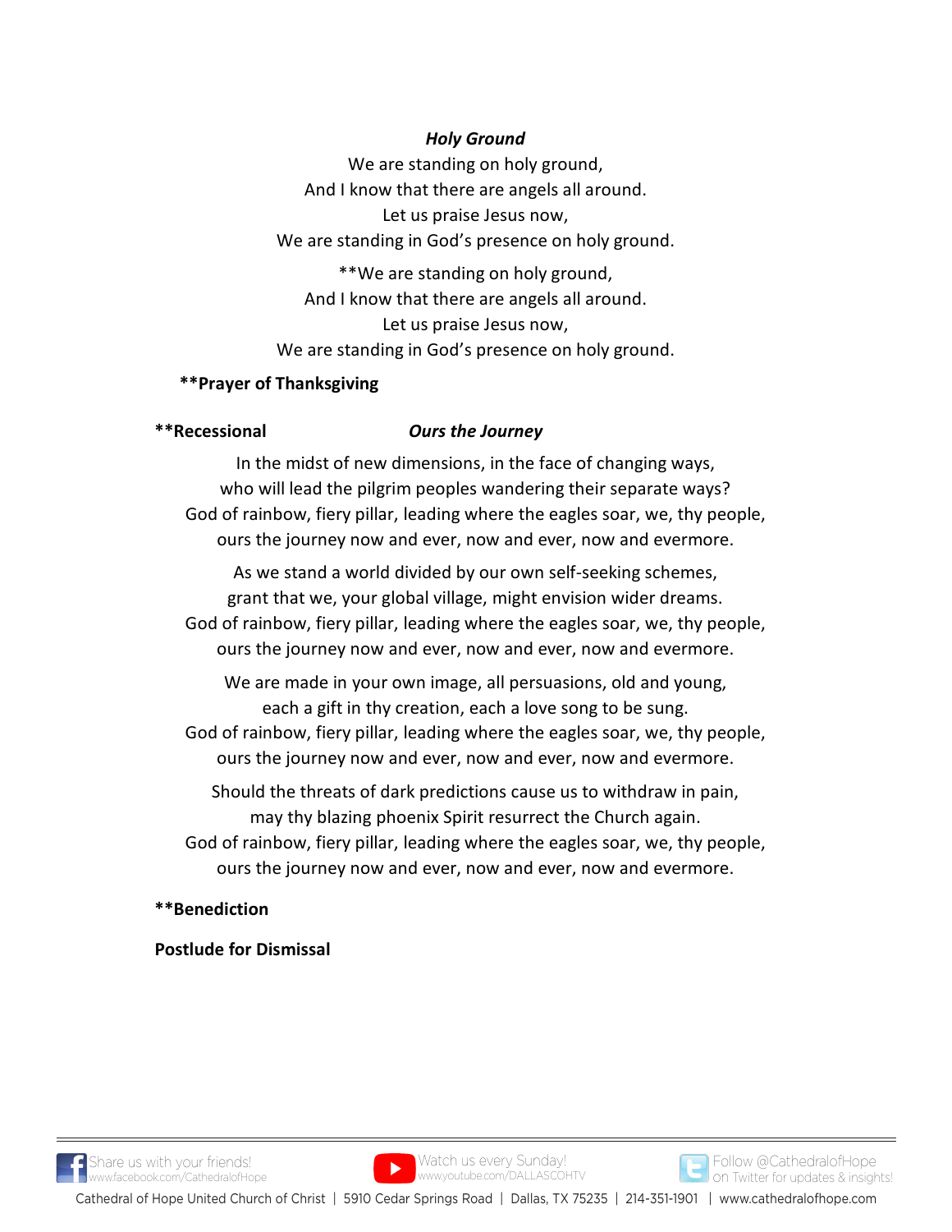***Holy Ground***

We are standing on holy ground,
And I know that there are angels all around.
Let us praise Jesus now,
We are standing in God's presence on holy ground.

**We are standing on holy ground,
And I know that there are angels all around.
Let us praise Jesus now,
We are standing in God's presence on holy ground.

****Prayer of Thanksgiving**

****Recessional** ***Ours the Journey***

In the midst of new dimensions, in the face of changing ways,
who will lead the pilgrim peoples wandering their separate ways?
God of rainbow, fiery pillar, leading where the eagles soar, we, thy people,
ours the journey now and ever, now and ever, now and evermore.

As we stand a world divided by our own self-seeking schemes,
grant that we, your global village, might envision wider dreams.
God of rainbow, fiery pillar, leading where the eagles soar, we, thy people,
ours the journey now and ever, now and ever, now and evermore.

We are made in your own image, all persuasions, old and young,
each a gift in thy creation, each a love song to be sung.
God of rainbow, fiery pillar, leading where the eagles soar, we, thy people,
ours the journey now and ever, now and ever, now and evermore.

Should the threats of dark predictions cause us to withdraw in pain,
may thy blazing phoenix Spirit resurrect the Church again.
God of rainbow, fiery pillar, leading where the eagles soar, we, thy people,
ours the journey now and ever, now and ever, now and evermore.

****Benediction**

**Postlude for Dismissal**

Share us with your friends! www.facebook.com/CathedralofHope | Watch us every Sunday! www.youtube.com/DALLASCOHTV | Follow @CathedralofHope on Twitter for updates & insights!

Cathedral of Hope United Church of Christ | 5910 Cedar Springs Road | Dallas, TX 75235 | 214-351-1901 | www.cathedralofhope.com